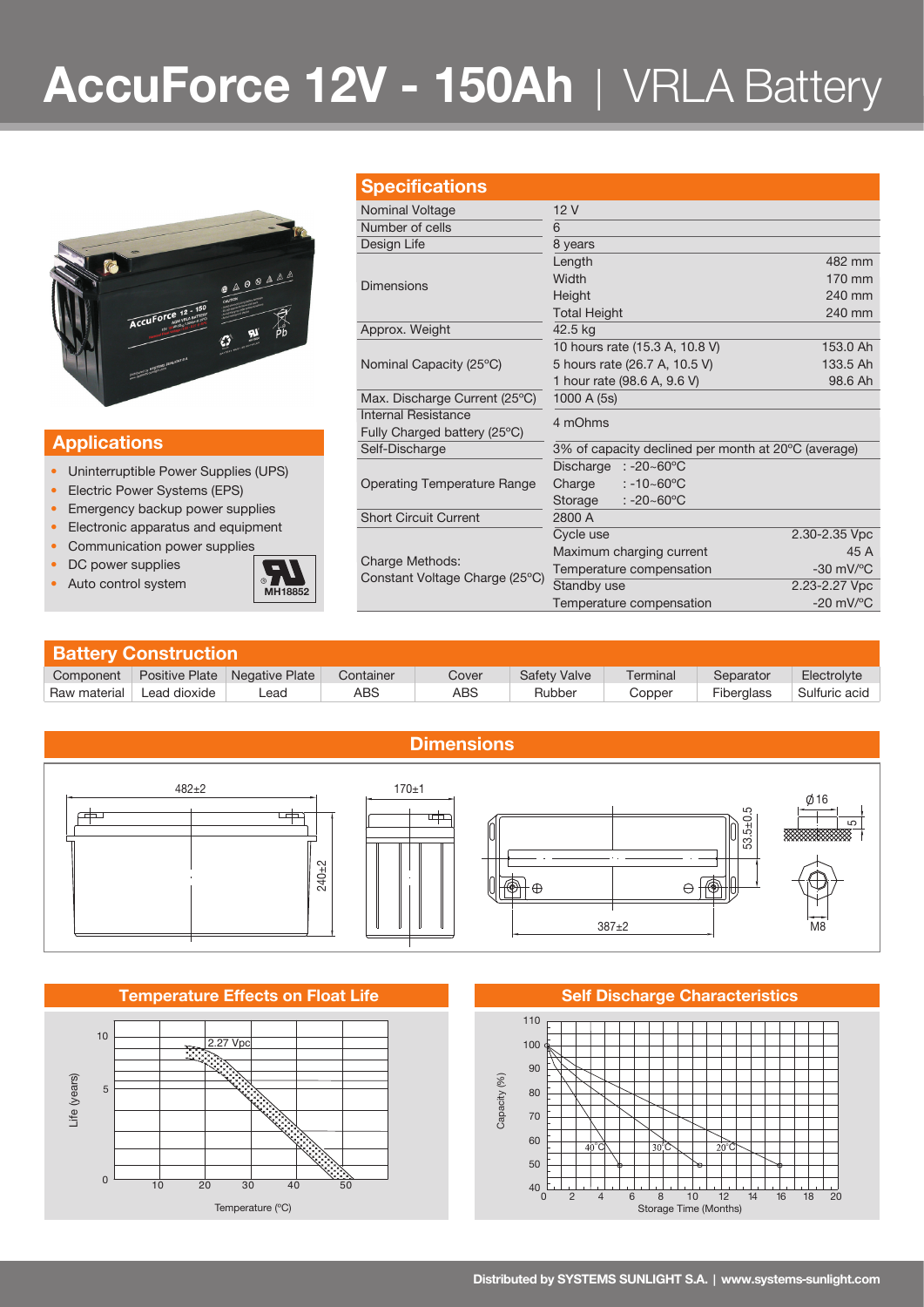# AccuForce 12V - 150Ah | VRLA Battery

## Specifications

| Specifications | | |
|---|---|---|
| Nominal Voltage | 12 V | |
| Number of cells | 6 | |
| Design Life | 8 years | |
| Dimensions | Length | 482 mm |
| | Width | 170 mm |
| | Height | 240 mm |
| | Total Height | 240 mm |
| Approx. Weight | 42.5 kg | |
| Nominal Capacity (25ºC) | 10 hours rate (15.3 A, 10.8 V) | 153.0 Ah |
| | 5 hours rate (26.7 A, 10.5 V) | 133.5 Ah |
| | 1 hour rate (98.6 A, 9.6 V) | 98.6 Ah |
| Max. Discharge Current (25ºC) | 1000 A (5s) | |
| Internal Resistance Fully Charged battery (25ºC) | 4 mOhms | |
| Self-Discharge | 3% of capacity declined per month at 20ºC (average) | |
| Operating Temperature Range | Discharge : -20~60ºC | |
| | Charge : -10~60ºC | |
| | Storage : -20~60ºC | |
| Short Circuit Current | 2800 A | |
| Charge Methods: Constant Voltage Charge (25ºC) | Cycle use | 2.30-2.35 Vpc |
| | Maximum charging current | 45 A |
| | Temperature compensation | -30 mV/ºC |
| | Standby use | 2.23-2.27 Vpc |
| | Temperature compensation | -20 mV/ºC |

## Applications

- Uninterruptible Power Supplies (UPS)
- Electric Power Systems (EPS)
- Emergency backup power supplies
- Electronic apparatus and equipment
- Communication power supplies
- DC power supplies
- Auto control system

MH18852

## Battery Construction

| Component | Positive Plate | Negative Plate | Container | Cover | Safety Valve | Terminal | Separator | Electrolyte |
|---|---|---|---|---|---|---|---|---|
| Raw material | Lead dioxide | Lead | ABS | ABS | Rubber | Copper | Fiberglass | Sulfuric acid |

## Dimensions

482±2, 240±2, 170±1, 387±2, 53.5±0.5, Ø16, 5, M8

## Temperature Effects on Float Life

## Self Discharge Characteristics

Distributed by SYSTEMS SUNLIGHT S.A. | www.systems-sunlight.com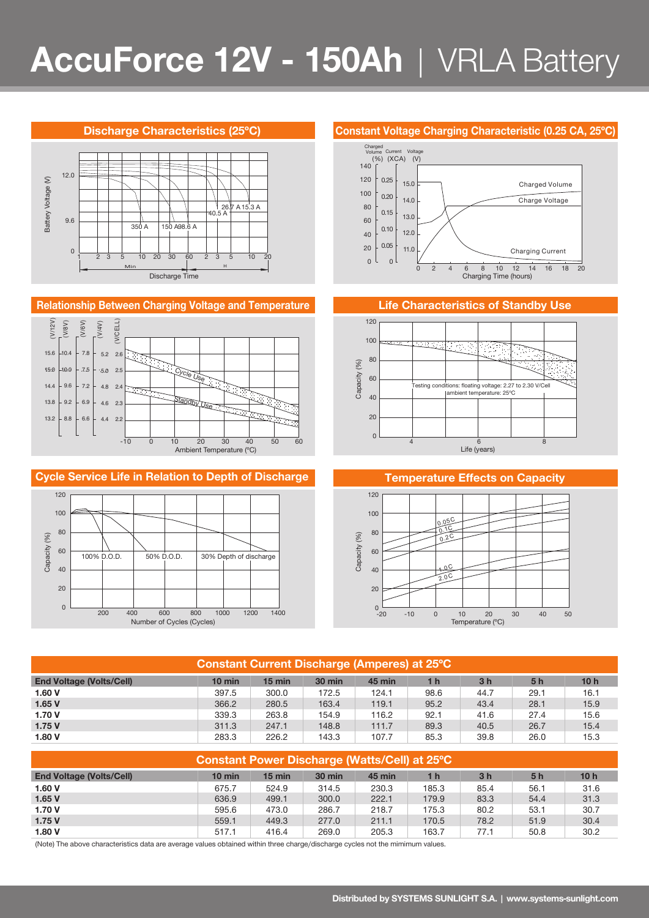# AccuForce 12V - 150Ah | VRLA Battery

## Discharge Characteristics (25°C)

Battery Voltage (V)

12.0

9.6

0

1 2 3 5 10 20 30 60 2 3 5 10 20

Min H

Discharge Time

350 A 150 A 98.6 A 40.5 A 26.7 A 15.3 A

## Constant Voltage Charging Characteristic (0.25 CA, 25°C)

Charged Volume (%) Current (XCA) Voltage (V)

140 120 100 80 60 40 20 0

0.25 0.20 0.15 0.10 0.05 0

15.0 14.0 13.0 12.0 11.0

Charged Volume

Charge Voltage

Charging Current

0 2 4 6 8 10 12 14 16 18 20

Charging Time (hours)

## Relationship Between Charging Voltage and Temperature

(V/12V) (V/8V) (V/6V) (V/4V) (V/CELL)

15.6 10.4 7.8 5.2 2.6

15.0 10.0 7.5 5.0 2.5

14.4 9.6 7.2 4.8 2.4

13.8 9.2 6.9 4.6 2.3

13.2 8.8 6.6 4.4 2.2

Cycle Use

Standby Use

-10 0 10 20 30 40 50 60

Ambient Temperature (°C)

## Life Characteristics of Standby Use

Capacity (%)

120 100 80 60 40 20 0

Testing conditions: floating voltage: 2.27 to 2.30 V/Cell ambient temperature: 25°C

4 6 8

Life (years)

## Cycle Service Life in Relation to Depth of Discharge

Capacity (%)

120 100 80 60 40 20 0

100% D.O.D. 50% D.O.D. 30% Depth of discharge

200 400 600 800 1000 1200 1400

Number of Cycles (Cycles)

## Temperature Effects on Capacity

Capacity (%)

120 100 80 60 40 20 0

0.05C 0.1C 0.2C

1.0C 2.0C

-20 -10 0 10 20 30 40 50

Temperature (°C)

## Constant Current Discharge (Amperes) at 25°C

| End Voltage (Volts/Cell) | 10 min | 15 min | 30 min | 45 min | 1 h | 3 h | 5 h | 10 h |
|---|---|---|---|---|---|---|---|---|
| **1.60 V** | 397.5 | 300.0 | 172.5 | 124.1 | 98.6 | 44.7 | 29.1 | 16.1 |
| **1.65 V** | 366.2 | 280.5 | 163.4 | 119.1 | 95.2 | 43.4 | 28.1 | 15.9 |
| **1.70 V** | 339.3 | 263.8 | 154.9 | 116.2 | 92.1 | 41.6 | 27.4 | 15.6 |
| **1.75 V** | 311.3 | 247.1 | 148.8 | 111.7 | 89.3 | 40.5 | 26.7 | 15.4 |
| **1.80 V** | 283.3 | 226.2 | 143.3 | 107.7 | 85.3 | 39.8 | 26.0 | 15.3 |

## Constant Power Discharge (Watts/Cell) at 25°C

| End Voltage (Volts/Cell) | 10 min | 15 min | 30 min | 45 min | 1 h | 3 h | 5 h | 10 h |
|---|---|---|---|---|---|---|---|---|
| **1.60 V** | 675.7 | 524.9 | 314.5 | 230.3 | 185.3 | 85.4 | 56.1 | 31.6 |
| **1.65 V** | 636.9 | 499.1 | 300.0 | 222.1 | 179.9 | 83.3 | 54.4 | 31.3 |
| **1.70 V** | 595.6 | 473.0 | 286.7 | 218.7 | 175.3 | 80.2 | 53.1 | 30.7 |
| **1.75 V** | 559.1 | 449.3 | 277.0 | 211.1 | 170.5 | 78.2 | 51.9 | 30.4 |
| **1.80 V** | 517.1 | 416.4 | 269.0 | 205.3 | 163.7 | 77.1 | 50.8 | 30.2 |

(Note) The above characteristics data are average values obtained within three charge/discharge cycles not the mimimum values.

**Distributed by SYSTEMS SUNLIGHT S.A. | www.systems-sunlight.com**